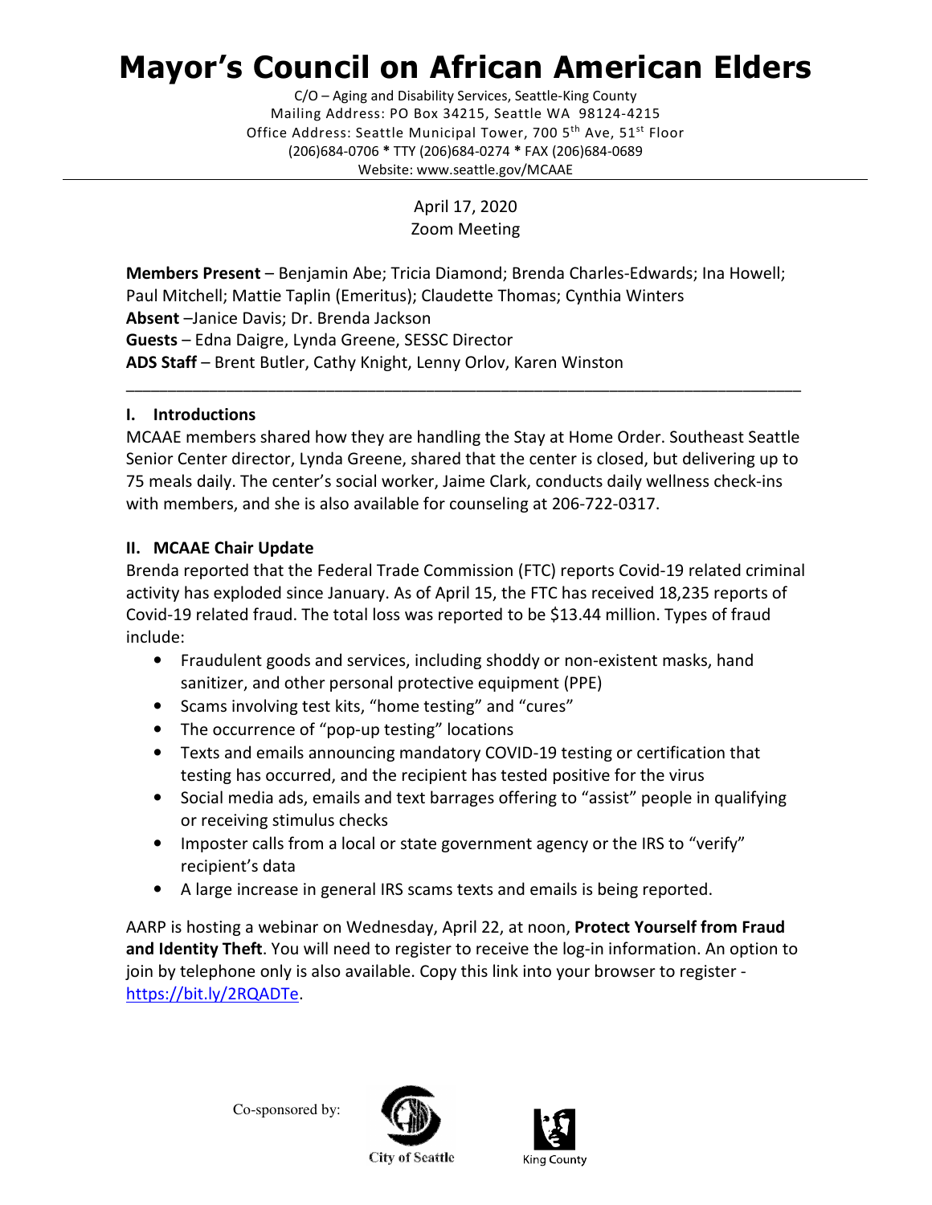# Mayor's Council on African American Elders

C/O – Aging and Disability Services, Seattle-King County
Mailing Address: PO Box 34215, Seattle WA 98124-4215
Office Address: Seattle Municipal Tower, 700 5th Ave, 51st Floor
(206)684-0706 * TTY (206)684-0274 * FAX (206)684-0689
Website: www.seattle.gov/MCAAE

April 17, 2020
Zoom Meeting

**Members Present** – Benjamin Abe; Tricia Diamond; Brenda Charles-Edwards; Ina Howell; Paul Mitchell; Mattie Taplin (Emeritus); Claudette Thomas; Cynthia Winters
**Absent** –Janice Davis; Dr. Brenda Jackson
**Guests** – Edna Daigre, Lynda Greene, SESSC Director
**ADS Staff** – Brent Butler, Cathy Knight, Lenny Orlov, Karen Winston

---

## I. Introductions

MCAAE members shared how they are handling the Stay at Home Order. Southeast Seattle Senior Center director, Lynda Greene, shared that the center is closed, but delivering up to 75 meals daily. The center's social worker, Jaime Clark, conducts daily wellness check-ins with members, and she is also available for counseling at 206-722-0317.

## II. MCAAE Chair Update

Brenda reported that the Federal Trade Commission (FTC) reports Covid-19 related criminal activity has exploded since January. As of April 15, the FTC has received 18,235 reports of Covid-19 related fraud. The total loss was reported to be $13.44 million. Types of fraud include:

- Fraudulent goods and services, including shoddy or non-existent masks, hand sanitizer, and other personal protective equipment (PPE)
- Scams involving test kits, "home testing" and "cures"
- The occurrence of "pop-up testing" locations
- Texts and emails announcing mandatory COVID-19 testing or certification that testing has occurred, and the recipient has tested positive for the virus
- Social media ads, emails and text barrages offering to "assist" people in qualifying or receiving stimulus checks
- Imposter calls from a local or state government agency or the IRS to "verify" recipient's data
- A large increase in general IRS scams texts and emails is being reported.

AARP is hosting a webinar on Wednesday, April 22, at noon, **Protect Yourself from Fraud and Identity Theft**. You will need to register to receive the log-in information. An option to join by telephone only is also available. Copy this link into your browser to register - https://bit.ly/2RQADTe.

Co-sponsored by: City of Seattle, King County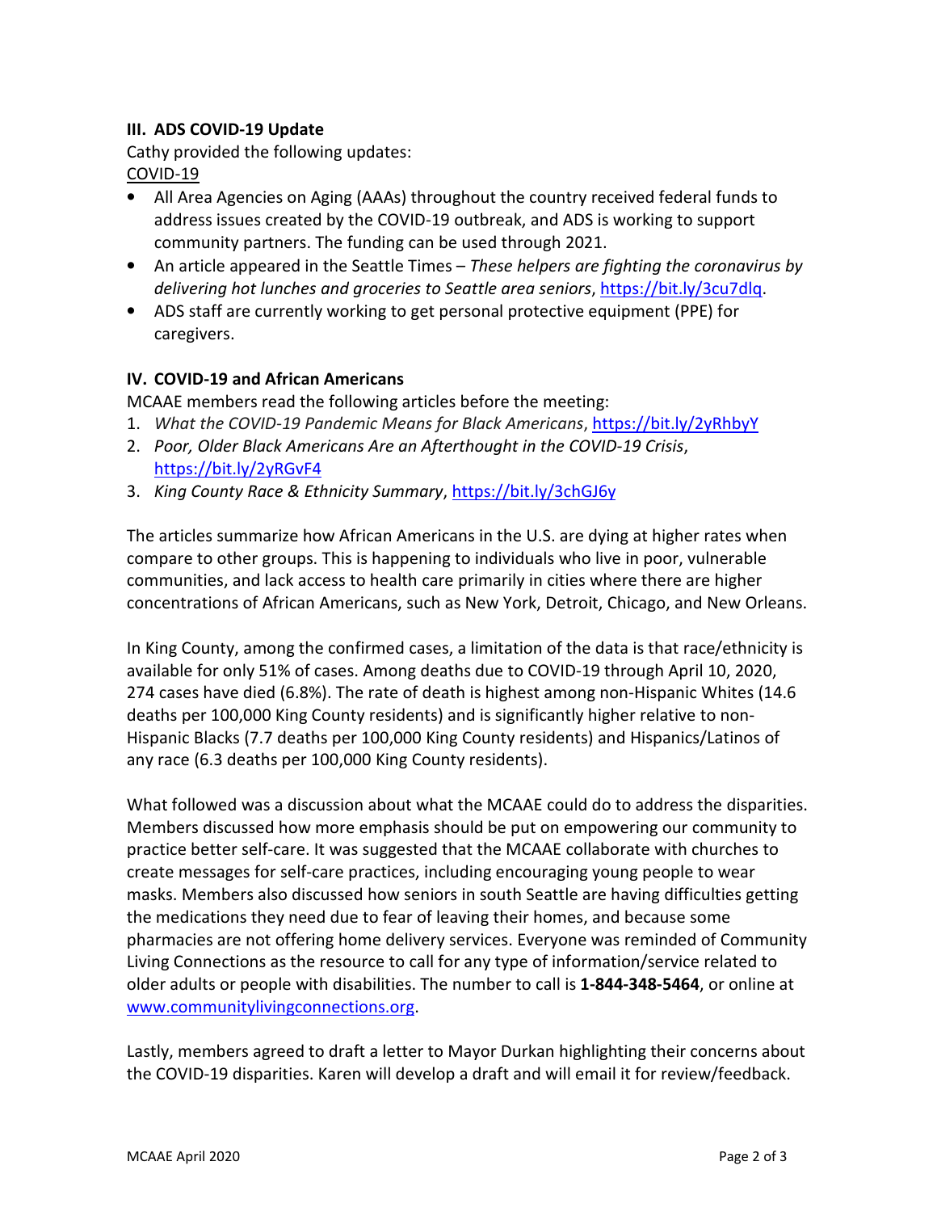### III. ADS COVID-19 Update

Cathy provided the following updates:

<u>COVID-19</u>

- All Area Agencies on Aging (AAAs) throughout the country received federal funds to address issues created by the COVID-19 outbreak, and ADS is working to support community partners. The funding can be used through 2021.
- An article appeared in the Seattle Times – *These helpers are fighting the coronavirus by delivering hot lunches and groceries to Seattle area seniors*, https://bit.ly/3cu7dlq.
- ADS staff are currently working to get personal protective equipment (PPE) for caregivers.

### IV. COVID-19 and African Americans

MCAAE members read the following articles before the meeting:

1. *What the COVID-19 Pandemic Means for Black Americans*, https://bit.ly/2yRhbyY
2. *Poor, Older Black Americans Are an Afterthought in the COVID-19 Crisis*, https://bit.ly/2yRGvF4
3. *King County Race & Ethnicity Summary*, https://bit.ly/3chGJ6y

The articles summarize how African Americans in the U.S. are dying at higher rates when compare to other groups. This is happening to individuals who live in poor, vulnerable communities, and lack access to health care primarily in cities where there are higher concentrations of African Americans, such as New York, Detroit, Chicago, and New Orleans.

In King County, among the confirmed cases, a limitation of the data is that race/ethnicity is available for only 51% of cases. Among deaths due to COVID-19 through April 10, 2020, 274 cases have died (6.8%). The rate of death is highest among non-Hispanic Whites (14.6 deaths per 100,000 King County residents) and is significantly higher relative to non-Hispanic Blacks (7.7 deaths per 100,000 King County residents) and Hispanics/Latinos of any race (6.3 deaths per 100,000 King County residents).

What followed was a discussion about what the MCAAE could do to address the disparities. Members discussed how more emphasis should be put on empowering our community to practice better self-care. It was suggested that the MCAAE collaborate with churches to create messages for self-care practices, including encouraging young people to wear masks. Members also discussed how seniors in south Seattle are having difficulties getting the medications they need due to fear of leaving their homes, and because some pharmacies are not offering home delivery services. Everyone was reminded of Community Living Connections as the resource to call for any type of information/service related to older adults or people with disabilities. The number to call is **1-844-348-5464**, or online at www.communitylivingconnections.org.

Lastly, members agreed to draft a letter to Mayor Durkan highlighting their concerns about the COVID-19 disparities. Karen will develop a draft and will email it for review/feedback.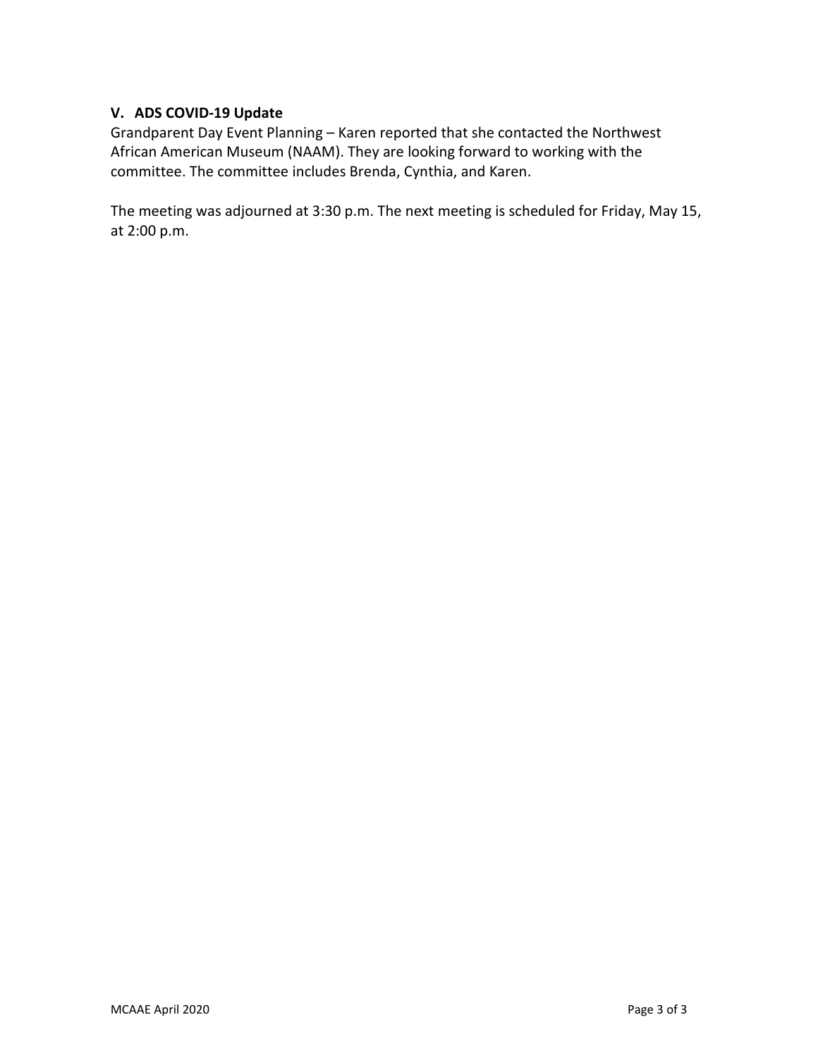## V. ADS COVID-19 Update

Grandparent Day Event Planning – Karen reported that she contacted the Northwest African American Museum (NAAM). They are looking forward to working with the committee. The committee includes Brenda, Cynthia, and Karen.

The meeting was adjourned at 3:30 p.m. The next meeting is scheduled for Friday, May 15, at 2:00 p.m.